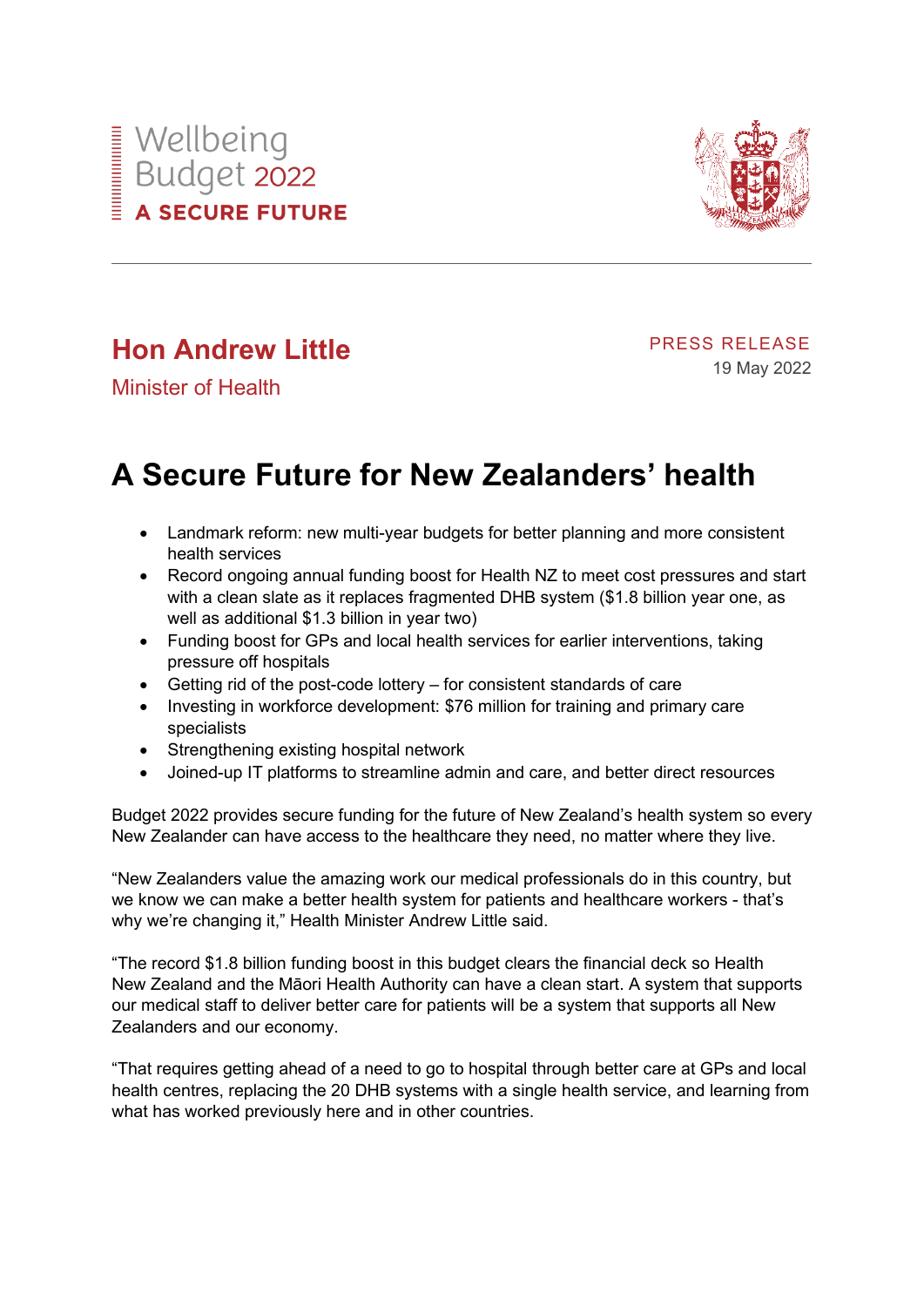Wellbeing Budget 2022

**A SECURE FUTURE**

---

## Hon Andrew Little

Minister of Health

PRESS RELEASE

19 May 2022

# A Secure Future for New Zealanders' health

- Landmark reform: new multi-year budgets for better planning and more consistent health services
- Record ongoing annual funding boost for Health NZ to meet cost pressures and start with a clean slate as it replaces fragmented DHB system ($1.8 billion year one, as well as additional $1.3 billion in year two)
- Funding boost for GPs and local health services for earlier interventions, taking pressure off hospitals
- Getting rid of the post-code lottery – for consistent standards of care
- Investing in workforce development: $76 million for training and primary care specialists
- Strengthening existing hospital network
- Joined-up IT platforms to streamline admin and care, and better direct resources

Budget 2022 provides secure funding for the future of New Zealand's health system so every New Zealander can have access to the healthcare they need, no matter where they live.

"New Zealanders value the amazing work our medical professionals do in this country, but we know we can make a better health system for patients and healthcare workers - that's why we're changing it," Health Minister Andrew Little said.

"The record $1.8 billion funding boost in this budget clears the financial deck so Health New Zealand and the Māori Health Authority can have a clean start. A system that supports our medical staff to deliver better care for patients will be a system that supports all New Zealanders and our economy.

"That requires getting ahead of a need to go to hospital through better care at GPs and local health centres, replacing the 20 DHB systems with a single health service, and learning from what has worked previously here and in other countries.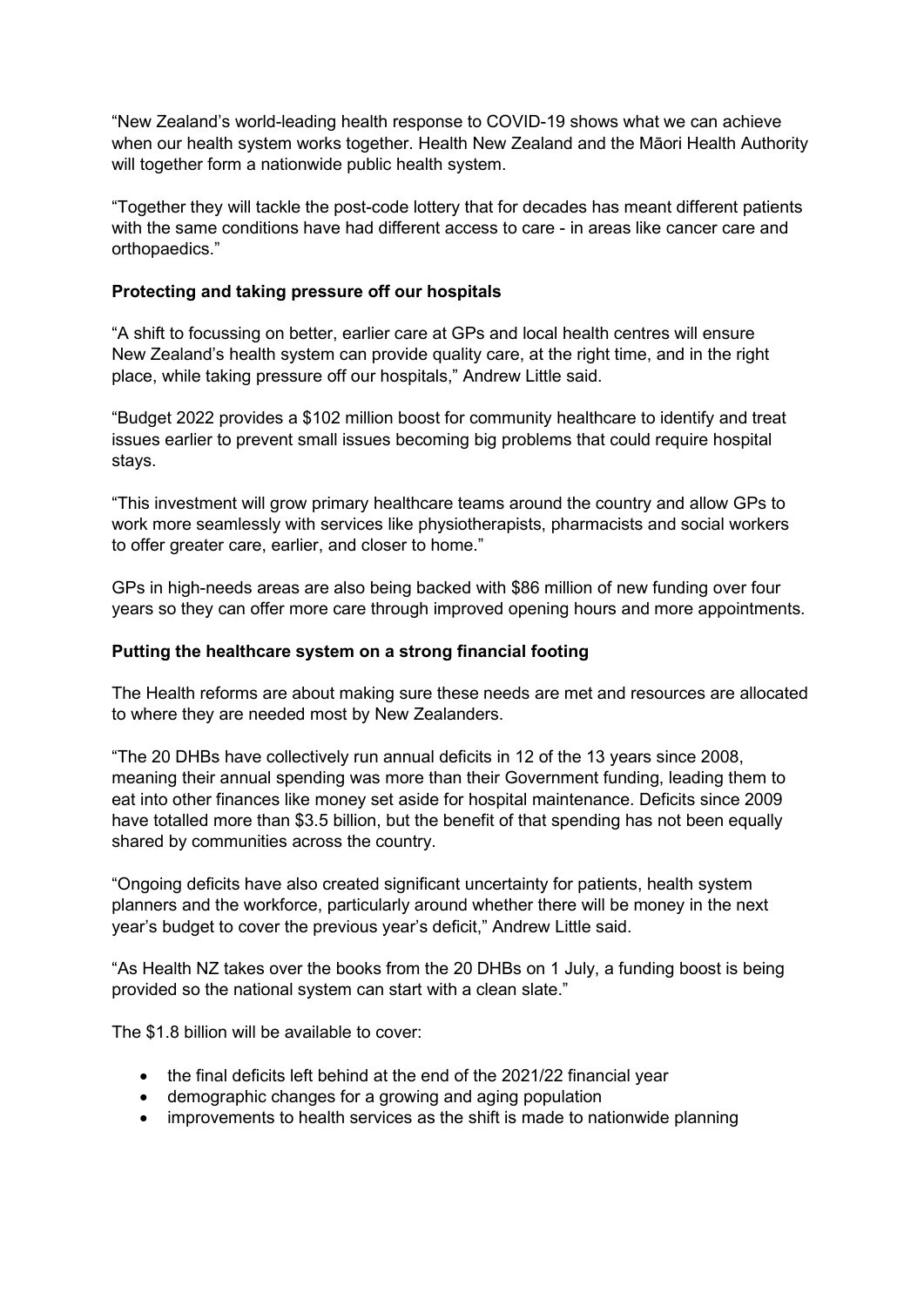"New Zealand's world-leading health response to COVID-19 shows what we can achieve when our health system works together. Health New Zealand and the Māori Health Authority will together form a nationwide public health system.

"Together they will tackle the post-code lottery that for decades has meant different patients with the same conditions have had different access to care - in areas like cancer care and orthopaedics."

**Protecting and taking pressure off our hospitals**

"A shift to focussing on better, earlier care at GPs and local health centres will ensure New Zealand's health system can provide quality care, at the right time, and in the right place, while taking pressure off our hospitals," Andrew Little said.

"Budget 2022 provides a $102 million boost for community healthcare to identify and treat issues earlier to prevent small issues becoming big problems that could require hospital stays.

"This investment will grow primary healthcare teams around the country and allow GPs to work more seamlessly with services like physiotherapists, pharmacists and social workers to offer greater care, earlier, and closer to home."

GPs in high-needs areas are also being backed with $86 million of new funding over four years so they can offer more care through improved opening hours and more appointments.

**Putting the healthcare system on a strong financial footing**

The Health reforms are about making sure these needs are met and resources are allocated to where they are needed most by New Zealanders.

"The 20 DHBs have collectively run annual deficits in 12 of the 13 years since 2008, meaning their annual spending was more than their Government funding, leading them to eat into other finances like money set aside for hospital maintenance. Deficits since 2009 have totalled more than $3.5 billion, but the benefit of that spending has not been equally shared by communities across the country.

"Ongoing deficits have also created significant uncertainty for patients, health system planners and the workforce, particularly around whether there will be money in the next year's budget to cover the previous year's deficit," Andrew Little said.

"As Health NZ takes over the books from the 20 DHBs on 1 July, a funding boost is being provided so the national system can start with a clean slate."

The $1.8 billion will be available to cover:

- the final deficits left behind at the end of the 2021/22 financial year
- demographic changes for a growing and aging population
- improvements to health services as the shift is made to nationwide planning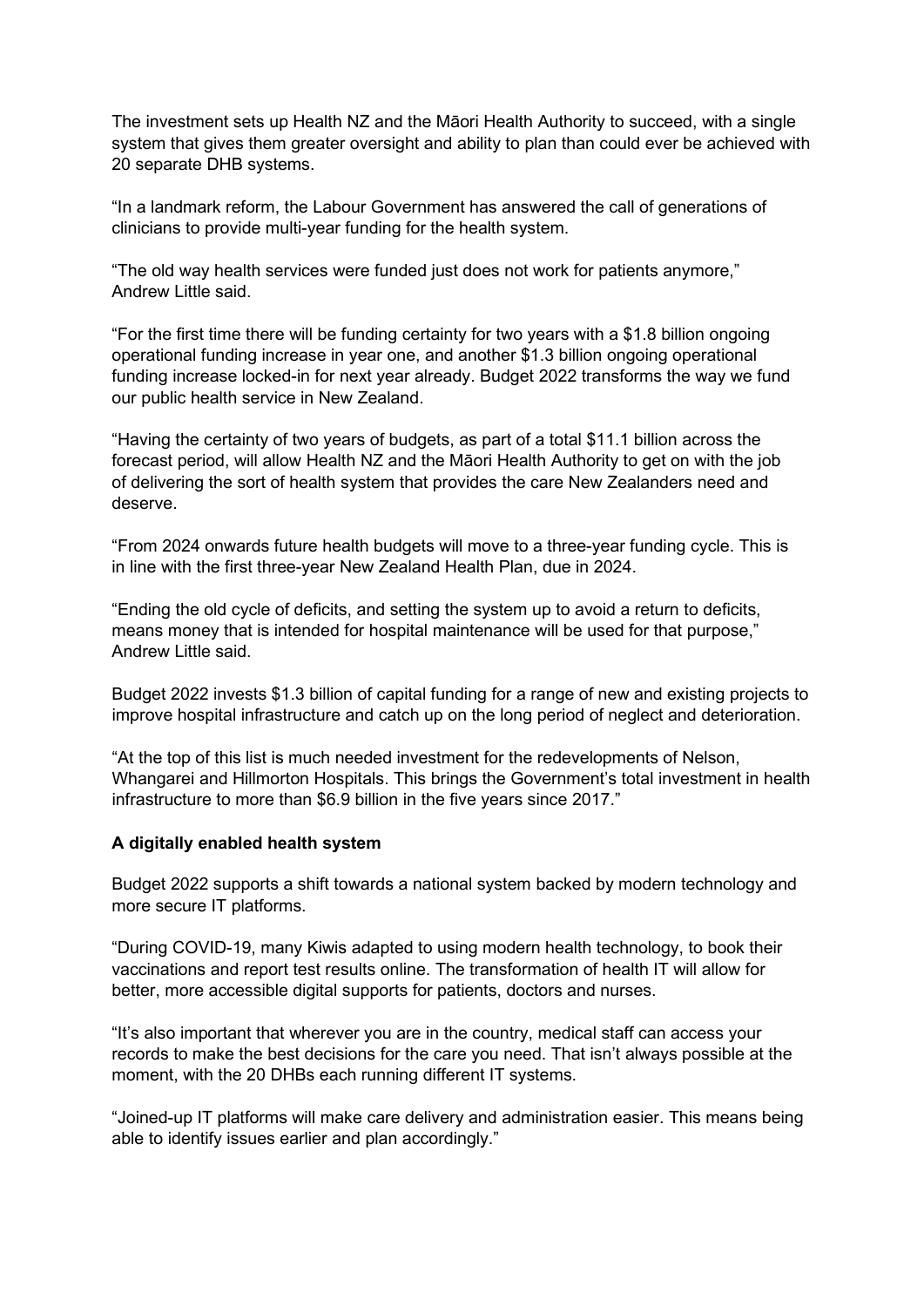The investment sets up Health NZ and the Māori Health Authority to succeed, with a single system that gives them greater oversight and ability to plan than could ever be achieved with 20 separate DHB systems.

“In a landmark reform, the Labour Government has answered the call of generations of clinicians to provide multi-year funding for the health system.

“The old way health services were funded just does not work for patients anymore,” Andrew Little said.

“For the first time there will be funding certainty for two years with a $1.8 billion ongoing operational funding increase in year one, and another $1.3 billion ongoing operational funding increase locked-in for next year already. Budget 2022 transforms the way we fund our public health service in New Zealand.

“Having the certainty of two years of budgets, as part of a total $11.1 billion across the forecast period, will allow Health NZ and the Māori Health Authority to get on with the job of delivering the sort of health system that provides the care New Zealanders need and deserve.

“From 2024 onwards future health budgets will move to a three-year funding cycle. This is in line with the first three-year New Zealand Health Plan, due in 2024.

“Ending the old cycle of deficits, and setting the system up to avoid a return to deficits, means money that is intended for hospital maintenance will be used for that purpose,” Andrew Little said.

Budget 2022 invests $1.3 billion of capital funding for a range of new and existing projects to improve hospital infrastructure and catch up on the long period of neglect and deterioration.

“At the top of this list is much needed investment for the redevelopments of Nelson, Whangarei and Hillmorton Hospitals. This brings the Government’s total investment in health infrastructure to more than $6.9 billion in the five years since 2017.”

**A digitally enabled health system**

Budget 2022 supports a shift towards a national system backed by modern technology and more secure IT platforms.

“During COVID-19, many Kiwis adapted to using modern health technology, to book their vaccinations and report test results online. The transformation of health IT will allow for better, more accessible digital supports for patients, doctors and nurses.

“It’s also important that wherever you are in the country, medical staff can access your records to make the best decisions for the care you need. That isn’t always possible at the moment, with the 20 DHBs each running different IT systems.

“Joined-up IT platforms will make care delivery and administration easier. This means being able to identify issues earlier and plan accordingly.”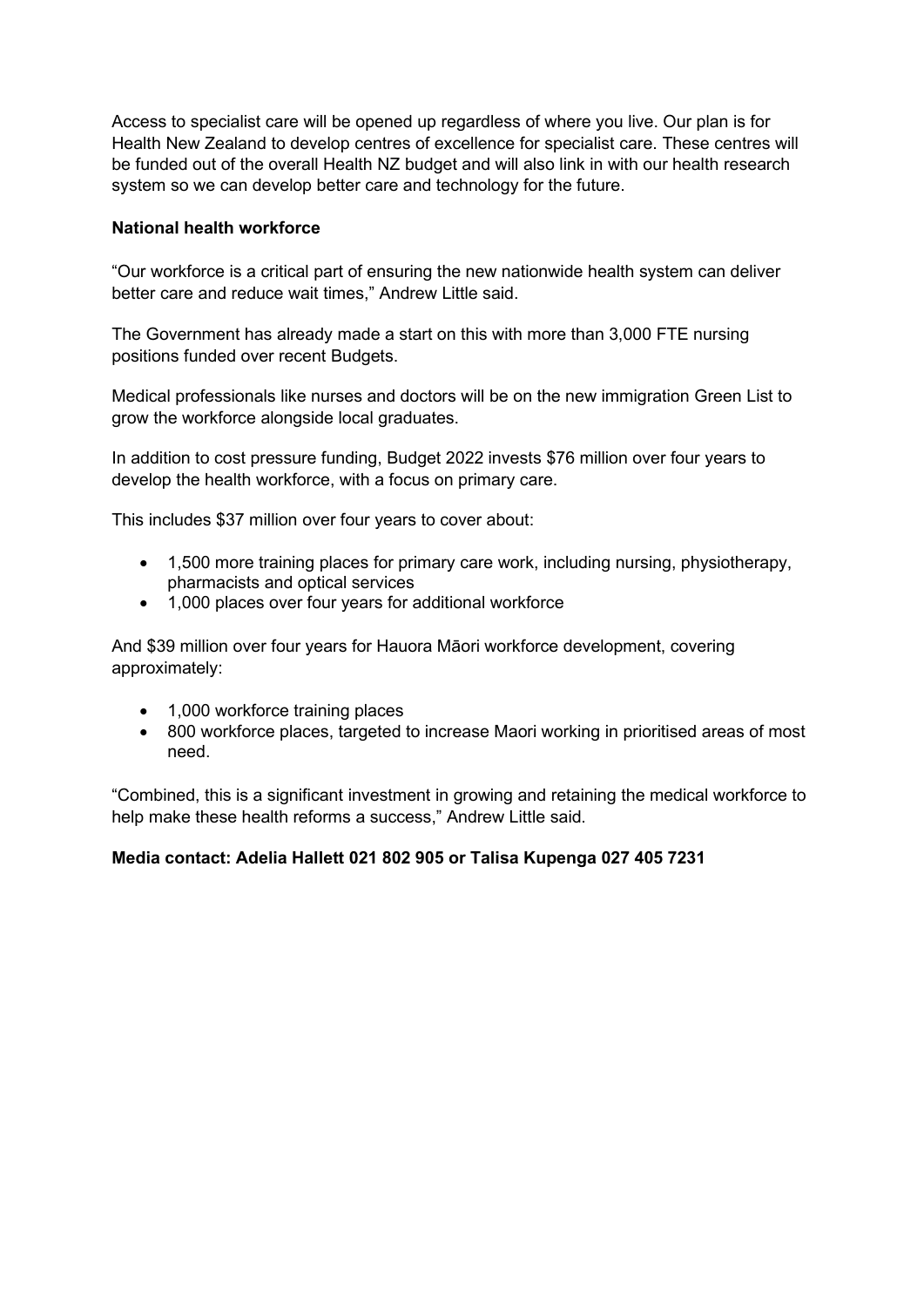Access to specialist care will be opened up regardless of where you live. Our plan is for Health New Zealand to develop centres of excellence for specialist care. These centres will be funded out of the overall Health NZ budget and will also link in with our health research system so we can develop better care and technology for the future.

**National health workforce**

"Our workforce is a critical part of ensuring the new nationwide health system can deliver better care and reduce wait times," Andrew Little said.

The Government has already made a start on this with more than 3,000 FTE nursing positions funded over recent Budgets.

Medical professionals like nurses and doctors will be on the new immigration Green List to grow the workforce alongside local graduates.

In addition to cost pressure funding, Budget 2022 invests $76 million over four years to develop the health workforce, with a focus on primary care.

This includes $37 million over four years to cover about:

- 1,500 more training places for primary care work, including nursing, physiotherapy, pharmacists and optical services
- 1,000 places over four years for additional workforce

And $39 million over four years for Hauora Māori workforce development, covering approximately:

- 1,000 workforce training places
- 800 workforce places, targeted to increase Maori working in prioritised areas of most need.

"Combined, this is a significant investment in growing and retaining the medical workforce to help make these health reforms a success," Andrew Little said.

**Media contact: Adelia Hallett 021 802 905 or Talisa Kupenga 027 405 7231**